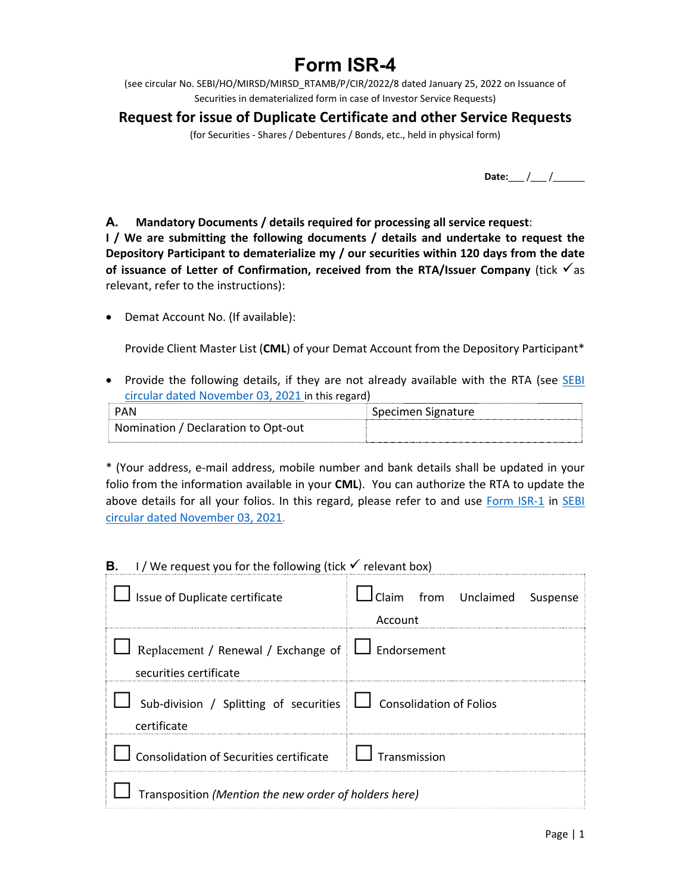# Form ISR-4

(see circular No. SEBI/HO/MIRSD/MIRSD_RTAMB/P/CIR/2022/8 dated January 25, 2022 on Issuance of Securities in dematerialized form in case of Investor Service Requests)

## Request for issue of Duplicate Certificate and other Service Requests

(for Securities - Shares / Debentures / Bonds, etc., held in physical form)

**Date:**___ /___ /______

**A. Mandatory Documents / details required for processing all service request**:

**I / We are submitting the following documents / details and undertake to request the Depository Participant to dematerialize my / our securities within 120 days from the date of issuance of Letter of Confirmation, received from the RTA/Issuer Company** (tick ✓ as relevant, refer to the instructions):

- Demat Account No. (If available):

  Provide Client Master List (**CML**) of your Demat Account from the Depository Participant*

- Provide the following details, if they are not already available with the RTA (see SEBI circular dated November 03, 2021 in this regard)

| PAN | Specimen Signature |
|---|---|
| Nomination / Declaration to Opt-out | |

* (Your address, e-mail address, mobile number and bank details shall be updated in your folio from the information available in your **CML**). You can authorize the RTA to update the above details for all your folios. In this regard, please refer to and use Form ISR-1 in SEBI circular dated November 03, 2021.

**B.** I / We request you for the following (tick ✓ relevant box)

| | |
|---|---|
| ☐ Issue of Duplicate certificate | ☐ Claim from Unclaimed Suspense Account |
| ☐ Replacement / Renewal / Exchange of securities certificate | ☐ Endorsement |
| ☐ Sub-division / Splitting of securities certificate | ☐ Consolidation of Folios |
| ☐ Consolidation of Securities certificate | ☐ Transmission |
| ☐ Transposition *(Mention the new order of holders here)* | |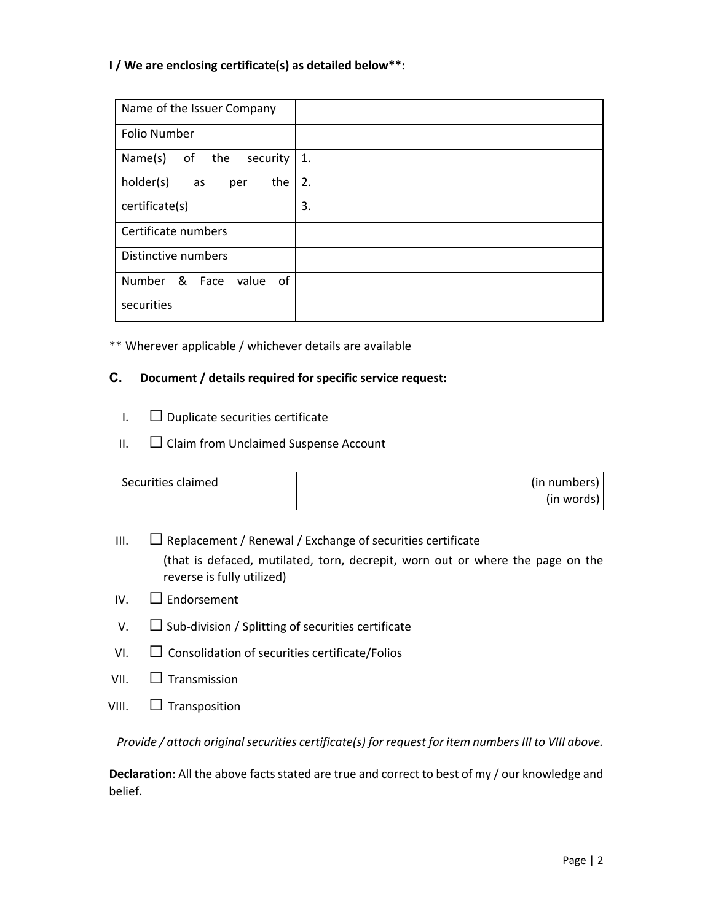**I / We are enclosing certificate(s) as detailed below**:**

| | |
|---|---|
| Name of the Issuer Company | |
| Folio Number | |
| Name(s) of the security holder(s) as per the certificate(s) | 1.<br>2.<br>3. |
| Certificate numbers | |
| Distinctive numbers | |
| Number & Face value of securities | |

** Wherever applicable / whichever details are available

### C. Document / details required for specific service request:

I. ☐ Duplicate securities certificate

II. ☐ Claim from Unclaimed Suspense Account

| | |
|---|---|
| Securities claimed | (in numbers)<br>(in words) |

III. ☐ Replacement / Renewal / Exchange of securities certificate
(that is defaced, mutilated, torn, decrepit, worn out or where the page on the reverse is fully utilized)

IV. ☐ Endorsement

V. ☐ Sub-division / Splitting of securities certificate

VI. ☐ Consolidation of securities certificate/Folios

VII. ☐ Transmission

VIII. ☐ Transposition

*Provide / attach original securities certificate(s) for request for item numbers III to VIII above.*

**Declaration**: All the above facts stated are true and correct to best of my / our knowledge and belief.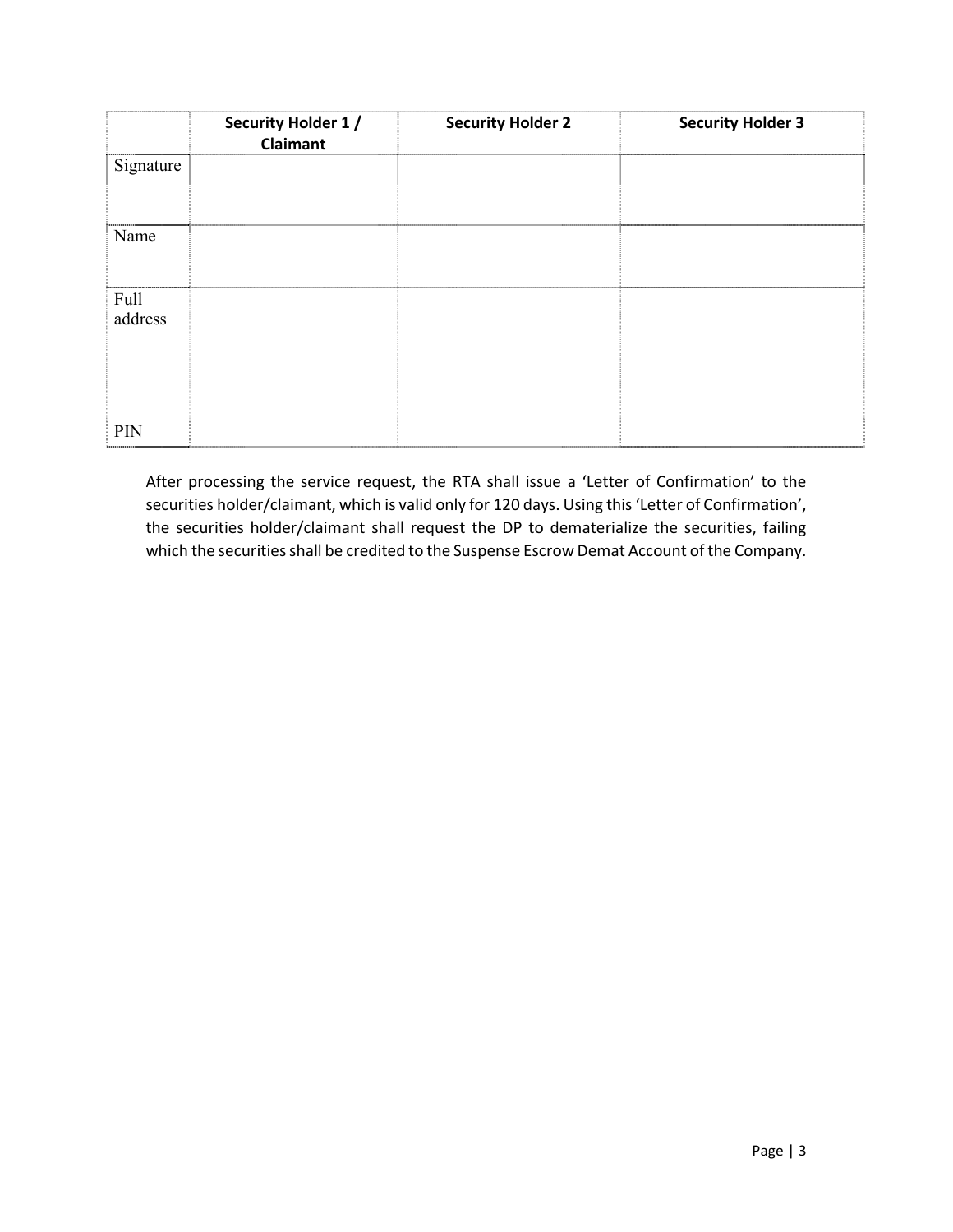| | Security Holder 1 / Claimant | Security Holder 2 | Security Holder 3 |
|---|---|---|---|
| Signature | | | |
| Name | | | |
| Full address | | | |
| PIN | | | |

After processing the service request, the RTA shall issue a 'Letter of Confirmation' to the securities holder/claimant, which is valid only for 120 days. Using this 'Letter of Confirmation', the securities holder/claimant shall request the DP to dematerialize the securities, failing which the securities shall be credited to the Suspense Escrow Demat Account of the Company.